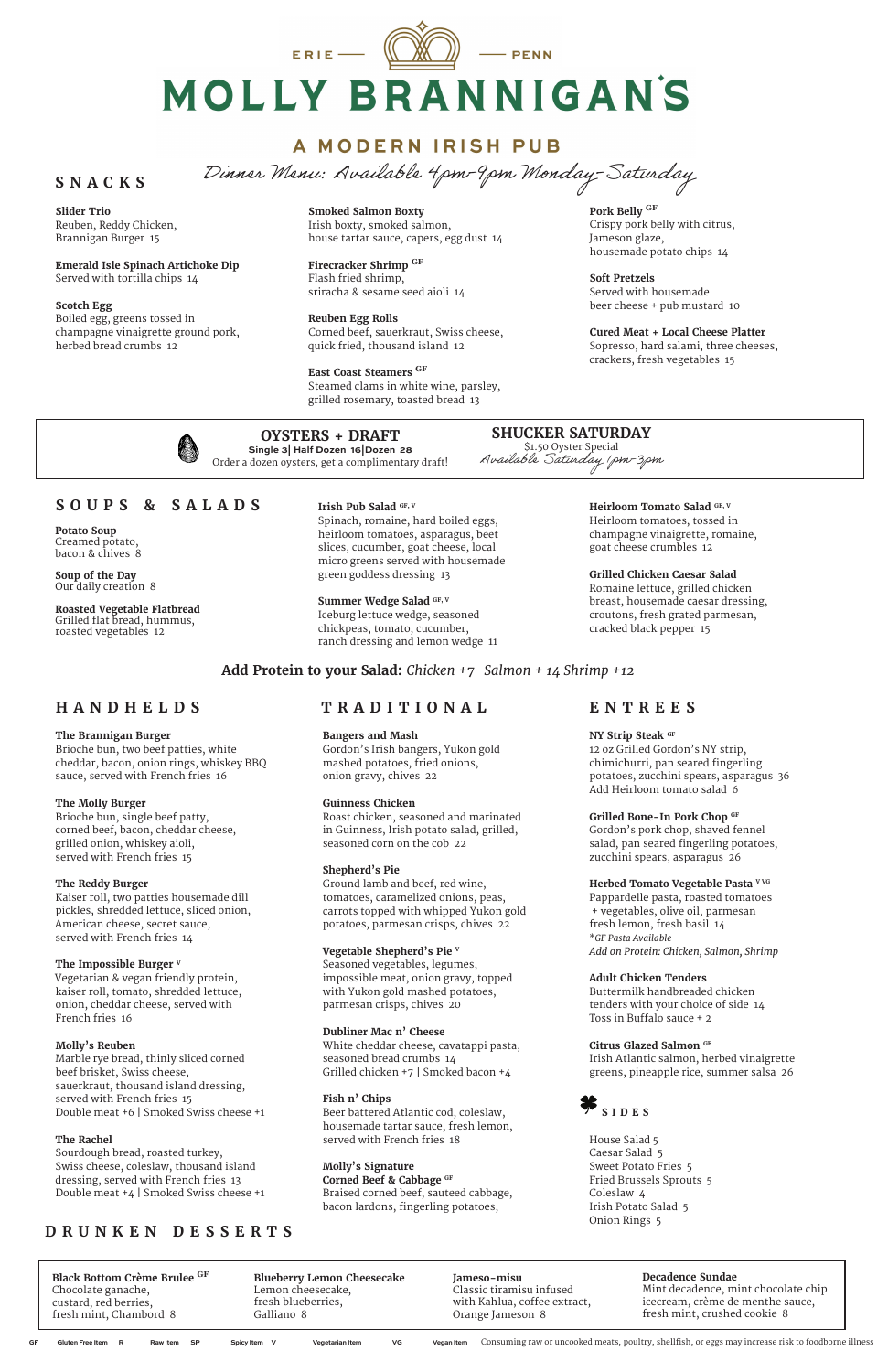ERIE — PENN

# MOLLY BRANNIGAN'S

## A MODERN IRISH PUB

*Dinner Menu: Available 4pm-9pm Monday-Saturday*

## SNACKS

**Slider Trio**
Reuben, Reddy Chicken, Brannigan Burger 15

**Emerald Isle Spinach Artichoke Dip**
Served with tortilla chips 14

**Scotch Egg**
Boiled egg, greens tossed in champagne vinaigrette ground pork, herbed bread crumbs 12

**Smoked Salmon Boxty**
Irish boxty, smoked salmon, house tartar sauce, capers, egg dust 14

**Firecracker Shrimp** GF
Flash fried shrimp, sriracha & sesame seed aioli 14

**Reuben Egg Rolls**
Corned beef, sauerkraut, Swiss cheese, quick fried, thousand island 12

**East Coast Steamers** GF
Steamed clams in white wine, parsley, grilled rosemary, toasted bread 13

**Pork Belly** GF
Crispy pork belly with citrus, Jameson glaze, housemade potato chips 14

**Soft Pretzels**
Served with housemade beer cheese + pub mustard 10

**Cured Meat + Local Cheese Platter**
Sopresso, hard salami, three cheeses, crackers, fresh vegetables 15

---

**OYSTERS + DRAFT**
Single 3 | Half Dozen 16 | Dozen 28
Order a dozen oysters, get a complimentary draft!

**SHUCKER SATURDAY**
$1.50 Oyster Special
*Available Saturday 1pm-3pm*

---

## SOUPS & SALADS

**Potato Soup**
Creamed potato, bacon & chives 8

**Soup of the Day**
Our daily creation 8

**Roasted Vegetable Flatbread**
Grilled flat bread, hummus, roasted vegetables 12

**Irish Pub Salad** GF, V
Spinach, romaine, hard boiled eggs, heirloom tomatoes, asparagus, beet slices, cucumber, goat cheese, local micro greens served with housemade green goddess dressing 13

**Summer Wedge Salad** GF, V
Iceburg lettuce wedge, seasoned chickpeas, tomato, cucumber, ranch dressing and lemon wedge 11

**Heirloom Tomato Salad** GF, V
Heirloom tomatoes, tossed in champagne vinaigrette, romaine, goat cheese crumbles 12

**Grilled Chicken Caesar Salad**
Romaine lettuce, grilled chicken breast, housemade caesar dressing, croutons, fresh grated parmesan, cracked black pepper 15

**Add Protein to your Salad:** *Chicken +7 Salmon + 14 Shrimp +12*

## HANDHELDS

**The Brannigan Burger**
Brioche bun, two beef patties, white cheddar, bacon, onion rings, whiskey BBQ sauce, served with French fries 16

**The Molly Burger**
Brioche bun, single beef patty, corned beef, bacon, cheddar cheese, grilled onion, whiskey aioli, served with French fries 15

**The Reddy Burger**
Kaiser roll, two patties housemade dill pickles, shredded lettuce, sliced onion, American cheese, secret sauce, served with French fries 14

**The Impossible Burger** V
Vegetarian & vegan friendly protein, kaiser roll, tomato, shredded lettuce, onion, cheddar cheese, served with French fries 16

**Molly's Reuben**
Marble rye bread, thinly sliced corned beef brisket, Swiss cheese, sauerkraut, thousand island dressing, served with French fries 15
Double meat +6 | Smoked Swiss cheese +1

**The Rachel**
Sourdough bread, roasted turkey, Swiss cheese, coleslaw, thousand island dressing, served with French fries 13
Double meat +4 | Smoked Swiss cheese +1

## TRADITIONAL

**Bangers and Mash**
Gordon's Irish bangers, Yukon gold mashed potatoes, fried onions, onion gravy, chives 22

**Guinness Chicken**
Roast chicken, seasoned and marinated in Guinness, Irish potato salad, grilled, seasoned corn on the cob 22

**Shepherd's Pie**
Ground lamb and beef, red wine, tomatoes, caramelized onions, peas, carrots topped with whipped Yukon gold potatoes, parmesan crisps, chives 22

**Vegetable Shepherd's Pie** V
Seasoned vegetables, legumes, impossible meat, onion gravy, topped with Yukon gold mashed potatoes, parmesan crisps, chives 20

**Dubliner Mac n' Cheese**
White cheddar cheese, cavatappi pasta, seasoned bread crumbs 14
Grilled chicken +7 | Smoked bacon +4

**Fish n' Chips**
Beer battered Atlantic cod, coleslaw, housemade tartar sauce, fresh lemon, served with French fries 18

**Molly's Signature Corned Beef & Cabbage** GF
Braised corned beef, sauteed cabbage, bacon lardons, fingerling potatoes,

## ENTREES

**NY Strip Steak** GF
12 oz Grilled Gordon's NY strip, chimichurri, pan seared fingerling potatoes, zucchini spears, asparagus 36
Add Heirloom tomato salad 6

**Grilled Bone-In Pork Chop** GF
Gordon's pork chop, shaved fennel salad, pan seared fingerling potatoes, zucchini spears, asparagus 26

**Herbed Tomato Vegetable Pasta** V VG
Pappardelle pasta, roasted tomatoes + vegetables, olive oil, parmesan fresh lemon, fresh basil 14
*\*GF Pasta Available*
*Add on Protein: Chicken, Salmon, Shrimp*

**Adult Chicken Tenders**
Buttermilk handbreaded chicken tenders with your choice of side 14
Toss in Buffalo sauce + 2

**Citrus Glazed Salmon** GF
Irish Atlantic salmon, herbed vinaigrette greens, pineapple rice, summer salsa 26

## SIDES

House Salad 5
Caesar Salad 5
Sweet Potato Fries 5
Fried Brussels Sprouts 5
Coleslaw 4
Irish Potato Salad 5
Onion Rings 5

## DRUNKEN DESSERTS

**Black Bottom Crème Brulee** GF
Chocolate ganache, custard, red berries, fresh mint, Chambord 8

**Blueberry Lemon Cheesecake**
Lemon cheesecake, fresh blueberries, Galliano 8

**Jameso-misu**
Classic tiramisu infused with Kahlua, coffee extract, Orange Jameson 8

**Decadence Sundae**
Mint decadence, mint chocolate chip icecream, crème de menthe sauce, fresh mint, crushed cookie 8

GF Gluten Free Item R Raw Item SP Spicy Item V Vegetarian Item VG Vegan Item Consuming raw or uncooked meats, poultry, shellfish, or eggs may increase risk to foodborne illness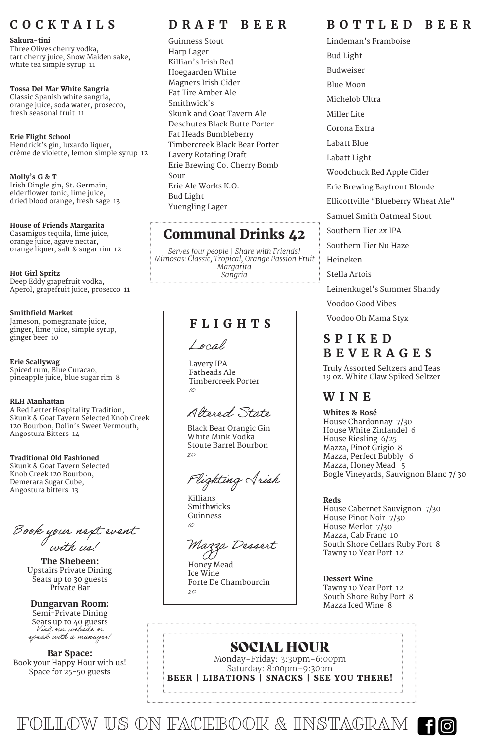## COCKTAILS

**Sakura-tini**
Three Olives cherry vodka, tart cherry juice, Snow Maiden sake, white tea simple syrup 11

**Tossa Del Mar White Sangria**
Classic Spanish white sangria, orange juice, soda water, prosecco, fresh seasonal fruit 11

**Erie Flight School**
Hendrick's gin, luxardo liquer, crème de violette, lemon simple syrup 12

**Molly's G & T**
Irish Dingle gin, St. Germain, elderflower tonic, lime juice, dried blood orange, fresh sage 13

**House of Friends Margarita**
Casamigos tequila, lime juice, orange juice, agave nectar, orange liquer, salt & sugar rim 12

**Hot Girl Spritz**
Deep Eddy grapefruit vodka, Aperol, grapefruit juice, prosecco 11

**Smithfield Market**
Jameson, pomegranate juice, ginger, lime juice, simple syrup, ginger beer 10

**Erie Scallywag**
Spiced rum, Blue Curacao, pineapple juice, blue sugar rim 8

**RLH Manhattan**
A Red Letter Hospitality Tradition, Skunk & Goat Tavern Selected Knob Creek 120 Bourbon, Dolin's Sweet Vermouth, Angostura Bitters 14

**Traditional Old Fashioned**
Skunk & Goat Tavern Selected Knob Creek 120 Bourbon, Demerara Sugar Cube, Angostura bitters 13

*Book your next event with us!*

**The Shebeen:**
Upstairs Private Dining
Seats up to 30 guests
Private Bar

**Dungarvan Room:**
Semi-Private Dining
Seats up to 40 guests

*Visit our website or speak with a manager!*

**Bar Space:**
Book your Happy Hour with us!
Space for 25-50 guests

## DRAFT BEER

Guinness Stout
Harp Lager
Killian's Irish Red
Hoegaarden White
Magners Irish Cider
Fat Tire Amber Ale
Smithwick's
Skunk and Goat Tavern Ale
Deschutes Black Butte Porter
Fat Heads Bumbleberry
Timbercreek Black Bear Porter
Lavery Rotating Draft
Erie Brewing Co. Cherry Bomb Sour
Erie Ale Works K.O.
Bud Light
Yuengling Lager

## Communal Drinks 42

*Serves four people | Share with Friends!*
*Mimosas: Classic, Tropical, Orange Passion Fruit*
*Margarita*
*Sangria*

## FLIGHTS

*Local*
Lavery IPA
Fatheads Ale
Timbercreek Porter
10

*Altered State*
Black Bear Orangic Gin
White Mink Vodka
Stoute Barrel Bourbon
20

*Flighting Irish*
Killians
Smithwicks
Guinness
10

*Mazza Dessert*
Honey Mead
Ice Wine
Forte De Chambourcin
20

## BOTTLED BEER

Lindeman's Framboise
Bud Light
Budweiser
Blue Moon
Michelob Ultra
Miller Lite
Corona Extra
Labatt Blue
Labatt Light
Woodchuck Red Apple Cider
Erie Brewing Bayfront Blonde
Ellicottville "Blueberry Wheat Ale"
Samuel Smith Oatmeal Stout
Southern Tier 2x IPA
Southern Tier Nu Haze
Heineken
Stella Artois
Leinenkugel's Summer Shandy
Voodoo Good Vibes
Voodoo Oh Mama Styx

## SPIKED BEVERAGES

Truly Assorted Seltzers and Teas
19 oz. White Claw Spiked Seltzer

## WINE

**Whites & Rosé**
House Chardonnay 7/30
House White Zinfandel 6
House Riesling 6/25
Mazza, Pinot Grigio 8
Mazza, Perfect Bubbly 6
Mazza, Honey Mead 5
Bogle Vineyards, Sauvignon Blanc 7/ 30

**Reds**
House Cabernet Sauvignon 7/30
House Pinot Noir 7/30
House Merlot 7/30
Mazza, Cab Franc 10
South Shore Cellars Ruby Port 8
Tawny 10 Year Port 12

**Dessert Wine**
Tawny 10 Year Port 12
South Shore Ruby Port 8
Mazza Iced Wine 8

## SOCIAL HOUR

Monday-Friday: 3:30pm-6:00pm
Saturday: 8:00pm-9:30pm
**BEER | LIBATIONS | SNACKS | SEE YOU THERE!**

FOLLOW US ON FACEBOOK & INSTAGRAM